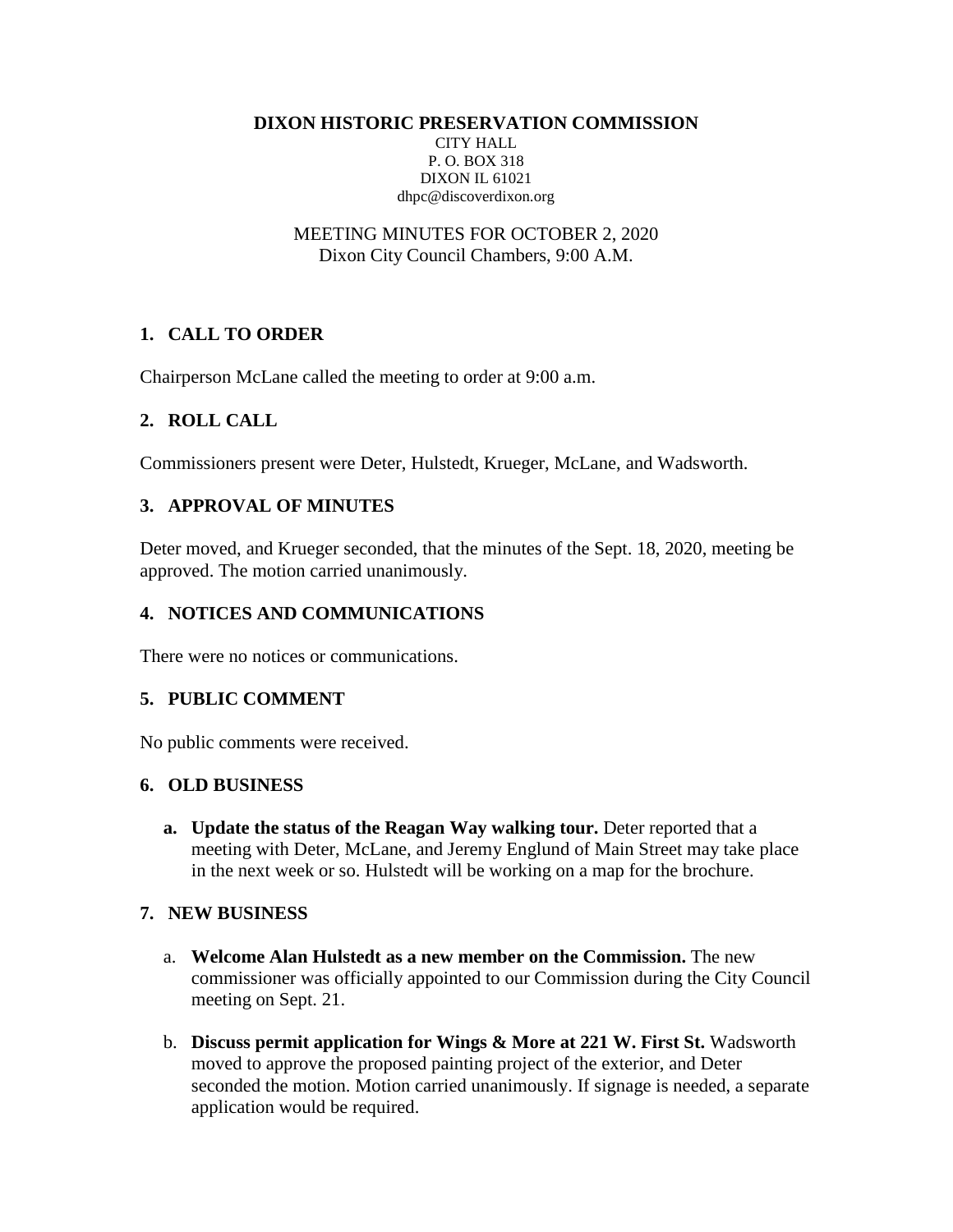**DIXON HISTORIC PRESERVATION COMMISSION**
CITY HALL
P. O. BOX 318
DIXON IL 61021
dhpc@discoverdixon.org

MEETING MINUTES FOR OCTOBER 2, 2020
Dixon City Council Chambers, 9:00 A.M.

## 1. CALL TO ORDER

Chairperson McLane called the meeting to order at 9:00 a.m.

## 2. ROLL CALL

Commissioners present were Deter, Hulstedt, Krueger, McLane, and Wadsworth.

## 3. APPROVAL OF MINUTES

Deter moved, and Krueger seconded, that the minutes of the Sept. 18, 2020, meeting be approved. The motion carried unanimously.

## 4. NOTICES AND COMMUNICATIONS

There were no notices or communications.

## 5. PUBLIC COMMENT

No public comments were received.

## 6. OLD BUSINESS

a. **Update the status of the Reagan Way walking tour.** Deter reported that a meeting with Deter, McLane, and Jeremy Englund of Main Street may take place in the next week or so. Hulstedt will be working on a map for the brochure.

## 7. NEW BUSINESS

a. **Welcome Alan Hulstedt as a new member on the Commission.** The new commissioner was officially appointed to our Commission during the City Council meeting on Sept. 21.

b. **Discuss permit application for Wings & More at 221 W. First St.** Wadsworth moved to approve the proposed painting project of the exterior, and Deter seconded the motion. Motion carried unanimously. If signage is needed, a separate application would be required.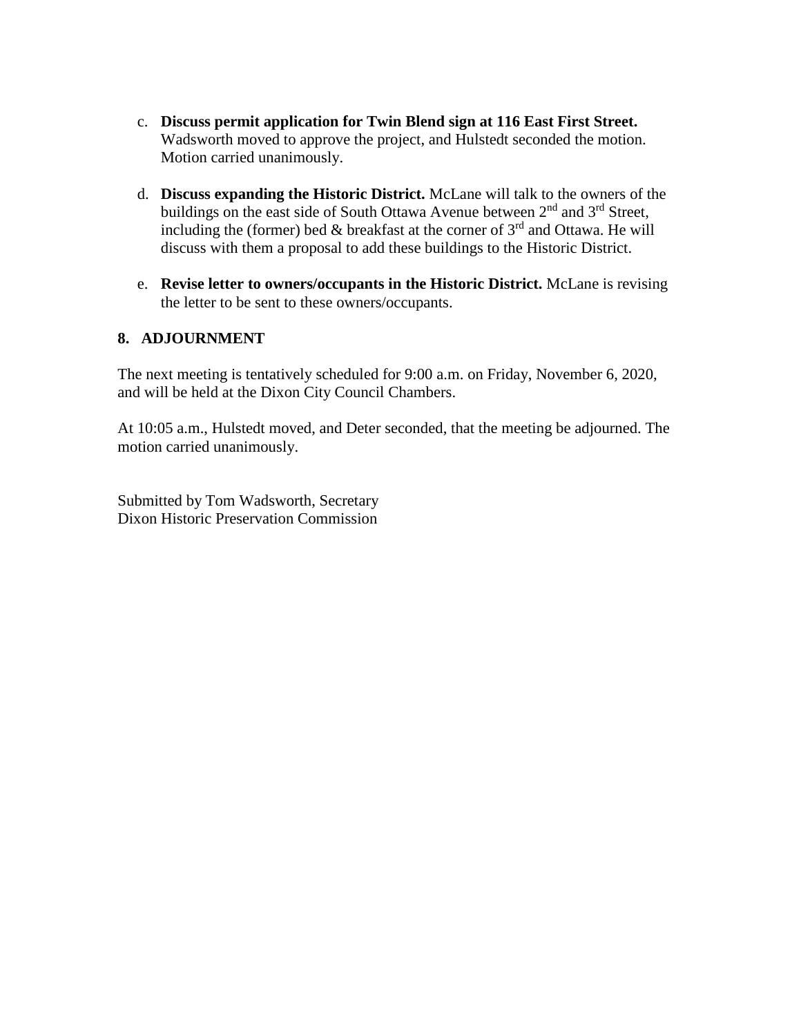c. **Discuss permit application for Twin Blend sign at 116 East First Street.** Wadsworth moved to approve the project, and Hulstedt seconded the motion. Motion carried unanimously.

d. **Discuss expanding the Historic District.** McLane will talk to the owners of the buildings on the east side of South Ottawa Avenue between 2nd and 3rd Street, including the (former) bed & breakfast at the corner of 3rd and Ottawa. He will discuss with them a proposal to add these buildings to the Historic District.

e. **Revise letter to owners/occupants in the Historic District.** McLane is revising the letter to be sent to these owners/occupants.

## 8. ADJOURNMENT

The next meeting is tentatively scheduled for 9:00 a.m. on Friday, November 6, 2020, and will be held at the Dixon City Council Chambers.

At 10:05 a.m., Hulstedt moved, and Deter seconded, that the meeting be adjourned. The motion carried unanimously.

Submitted by Tom Wadsworth, Secretary
Dixon Historic Preservation Commission